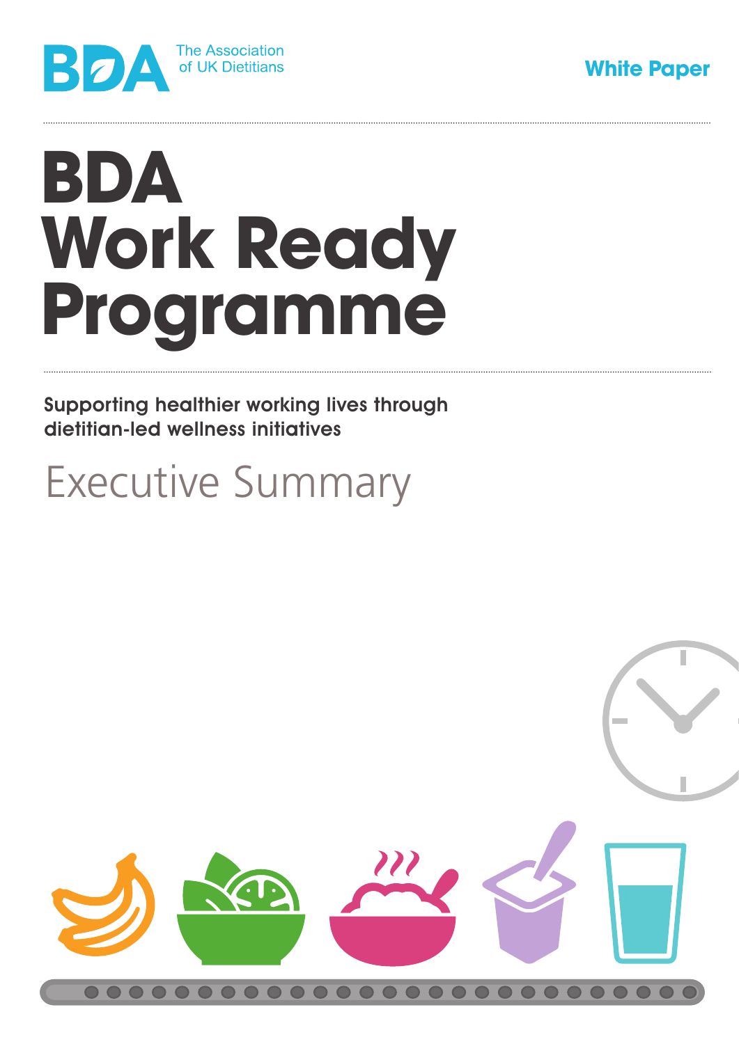BDA The Association of UK Dietitians

White Paper

# BDA Work Ready Programme

**Supporting healthier working lives through dietitian-led wellness initiatives**

## Executive Summary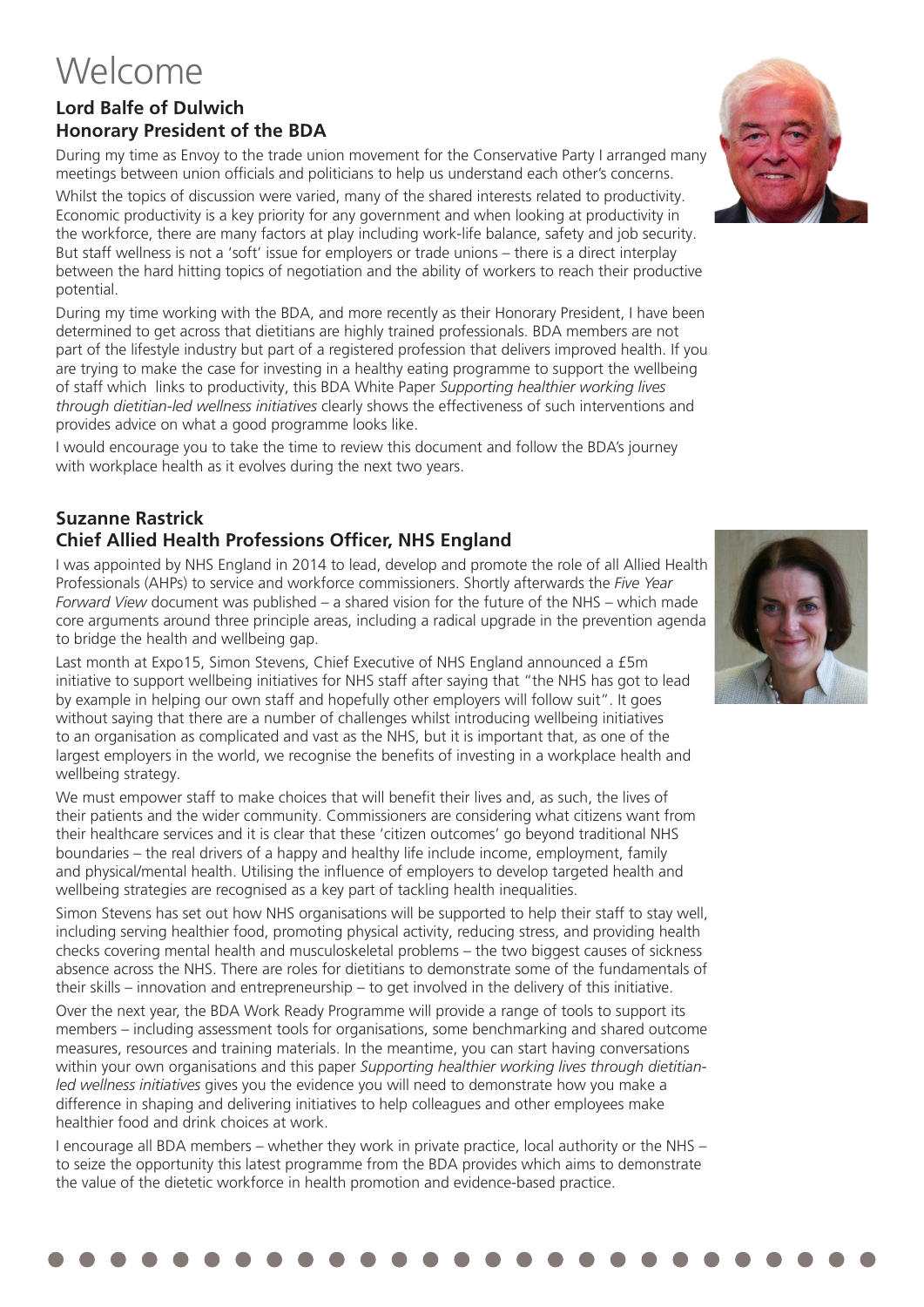# Welcome

### Lord Balfe of Dulwich
### Honorary President of the BDA

During my time as Envoy to the trade union movement for the Conservative Party I arranged many meetings between union officials and politicians to help us understand each other's concerns.

Whilst the topics of discussion were varied, many of the shared interests related to productivity. Economic productivity is a key priority for any government and when looking at productivity in the workforce, there are many factors at play including work-life balance, safety and job security. But staff wellness is not a 'soft' issue for employers or trade unions – there is a direct interplay between the hard hitting topics of negotiation and the ability of workers to reach their productive potential.

During my time working with the BDA, and more recently as their Honorary President, I have been determined to get across that dietitians are highly trained professionals. BDA members are not part of the lifestyle industry but part of a registered profession that delivers improved health. If you are trying to make the case for investing in a healthy eating programme to support the wellbeing of staff which links to productivity, this BDA White Paper *Supporting healthier working lives through dietitian-led wellness initiatives* clearly shows the effectiveness of such interventions and provides advice on what a good programme looks like.

I would encourage you to take the time to review this document and follow the BDA's journey with workplace health as it evolves during the next two years.

### Suzanne Rastrick
### Chief Allied Health Professions Officer, NHS England

I was appointed by NHS England in 2014 to lead, develop and promote the role of all Allied Health Professionals (AHPs) to service and workforce commissioners. Shortly afterwards the *Five Year Forward View* document was published – a shared vision for the future of the NHS – which made core arguments around three principle areas, including a radical upgrade in the prevention agenda to bridge the health and wellbeing gap.

Last month at Expo15, Simon Stevens, Chief Executive of NHS England announced a £5m initiative to support wellbeing initiatives for NHS staff after saying that "the NHS has got to lead by example in helping our own staff and hopefully other employers will follow suit". It goes without saying that there are a number of challenges whilst introducing wellbeing initiatives to an organisation as complicated and vast as the NHS, but it is important that, as one of the largest employers in the world, we recognise the benefits of investing in a workplace health and wellbeing strategy.

We must empower staff to make choices that will benefit their lives and, as such, the lives of their patients and the wider community. Commissioners are considering what citizens want from their healthcare services and it is clear that these 'citizen outcomes' go beyond traditional NHS boundaries – the real drivers of a happy and healthy life include income, employment, family and physical/mental health. Utilising the influence of employers to develop targeted health and wellbeing strategies are recognised as a key part of tackling health inequalities.

Simon Stevens has set out how NHS organisations will be supported to help their staff to stay well, including serving healthier food, promoting physical activity, reducing stress, and providing health checks covering mental health and musculoskeletal problems – the two biggest causes of sickness absence across the NHS. There are roles for dietitians to demonstrate some of the fundamentals of their skills – innovation and entrepreneurship – to get involved in the delivery of this initiative.

Over the next year, the BDA Work Ready Programme will provide a range of tools to support its members – including assessment tools for organisations, some benchmarking and shared outcome measures, resources and training materials. In the meantime, you can start having conversations within your own organisations and this paper *Supporting healthier working lives through dietitian-led wellness initiatives* gives you the evidence you will need to demonstrate how you make a difference in shaping and delivering initiatives to help colleagues and other employees make healthier food and drink choices at work.

I encourage all BDA members – whether they work in private practice, local authority or the NHS – to seize the opportunity this latest programme from the BDA provides which aims to demonstrate the value of the dietetic workforce in health promotion and evidence-based practice.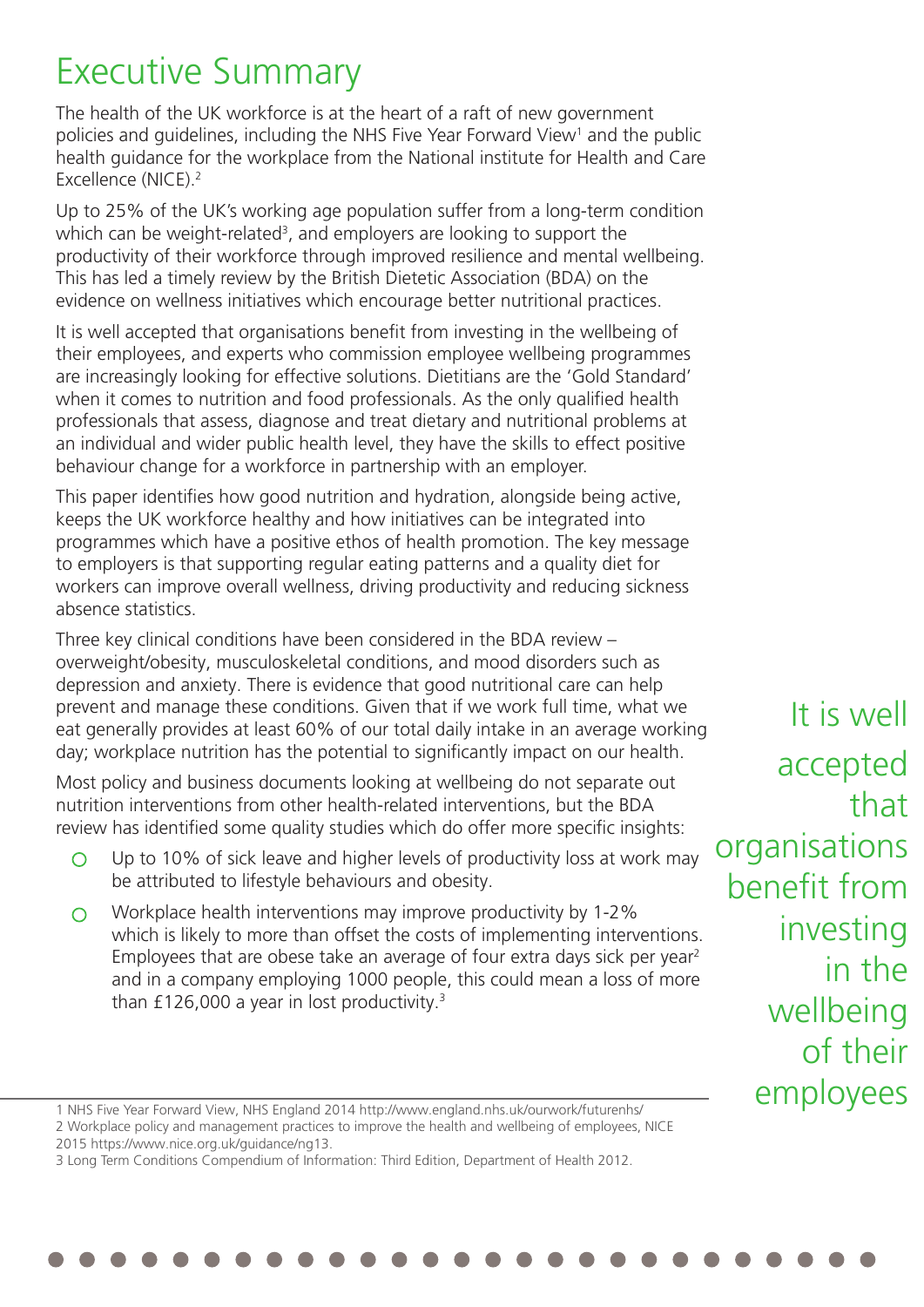# Executive Summary

The health of the UK workforce is at the heart of a raft of new government policies and guidelines, including the NHS Five Year Forward View[1] and the public health guidance for the workplace from the National institute for Health and Care Excellence (NICE).[2]

Up to 25% of the UK's working age population suffer from a long-term condition which can be weight-related[3], and employers are looking to support the productivity of their workforce through improved resilience and mental wellbeing. This has led a timely review by the British Dietetic Association (BDA) on the evidence on wellness initiatives which encourage better nutritional practices.

It is well accepted that organisations benefit from investing in the wellbeing of their employees, and experts who commission employee wellbeing programmes are increasingly looking for effective solutions. Dietitians are the 'Gold Standard' when it comes to nutrition and food professionals. As the only qualified health professionals that assess, diagnose and treat dietary and nutritional problems at an individual and wider public health level, they have the skills to effect positive behaviour change for a workforce in partnership with an employer.

This paper identifies how good nutrition and hydration, alongside being active, keeps the UK workforce healthy and how initiatives can be integrated into programmes which have a positive ethos of health promotion. The key message to employers is that supporting regular eating patterns and a quality diet for workers can improve overall wellness, driving productivity and reducing sickness absence statistics.

Three key clinical conditions have been considered in the BDA review – overweight/obesity, musculoskeletal conditions, and mood disorders such as depression and anxiety. There is evidence that good nutritional care can help prevent and manage these conditions. Given that if we work full time, what we eat generally provides at least 60% of our total daily intake in an average working day; workplace nutrition has the potential to significantly impact on our health.

Most policy and business documents looking at wellbeing do not separate out nutrition interventions from other health-related interventions, but the BDA review has identified some quality studies which do offer more specific insights:

- Up to 10% of sick leave and higher levels of productivity loss at work may be attributed to lifestyle behaviours and obesity.
- Workplace health interventions may improve productivity by 1-2% which is likely to more than offset the costs of implementing interventions. Employees that are obese take an average of four extra days sick per year[2] and in a company employing 1000 people, this could mean a loss of more than £126,000 a year in lost productivity.[3]

It is well accepted that organisations benefit from investing in the wellbeing of their employees

1 NHS Five Year Forward View, NHS England 2014 http://www.england.nhs.uk/ourwork/futurenhs/
2 Workplace policy and management practices to improve the health and wellbeing of employees, NICE 2015 https://www.nice.org.uk/guidance/ng13.
3 Long Term Conditions Compendium of Information: Third Edition, Department of Health 2012.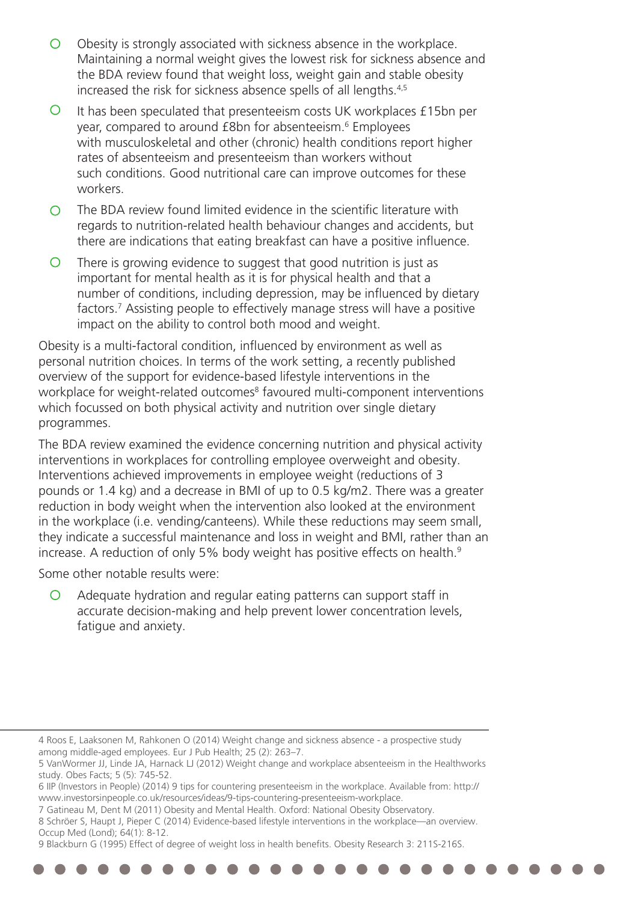- Obesity is strongly associated with sickness absence in the workplace. Maintaining a normal weight gives the lowest risk for sickness absence and the BDA review found that weight loss, weight gain and stable obesity increased the risk for sickness absence spells of all lengths.[4,5]
- It has been speculated that presenteeism costs UK workplaces £15bn per year, compared to around £8bn for absenteeism.[6] Employees with musculoskeletal and other (chronic) health conditions report higher rates of absenteeism and presenteeism than workers without such conditions. Good nutritional care can improve outcomes for these workers.
- The BDA review found limited evidence in the scientific literature with regards to nutrition-related health behaviour changes and accidents, but there are indications that eating breakfast can have a positive influence.
- There is growing evidence to suggest that good nutrition is just as important for mental health as it is for physical health and that a number of conditions, including depression, may be influenced by dietary factors.[7] Assisting people to effectively manage stress will have a positive impact on the ability to control both mood and weight.

Obesity is a multi-factoral condition, influenced by environment as well as personal nutrition choices. In terms of the work setting, a recently published overview of the support for evidence-based lifestyle interventions in the workplace for weight-related outcomes[8] favoured multi-component interventions which focussed on both physical activity and nutrition over single dietary programmes.

The BDA review examined the evidence concerning nutrition and physical activity interventions in workplaces for controlling employee overweight and obesity. Interventions achieved improvements in employee weight (reductions of 3 pounds or 1.4 kg) and a decrease in BMI of up to 0.5 kg/m2. There was a greater reduction in body weight when the intervention also looked at the environment in the workplace (i.e. vending/canteens). While these reductions may seem small, they indicate a successful maintenance and loss in weight and BMI, rather than an increase. A reduction of only 5% body weight has positive effects on health.[9]

Some other notable results were:

- Adequate hydration and regular eating patterns can support staff in accurate decision-making and help prevent lower concentration levels, fatigue and anxiety.

---

4 Roos E, Laaksonen M, Rahkonen O (2014) Weight change and sickness absence - a prospective study among middle-aged employees. Eur J Pub Health; 25 (2): 263–7.

5 VanWormer JJ, Linde JA, Harnack LJ (2012) Weight change and workplace absenteeism in the Healthworks study. Obes Facts; 5 (5): 745-52.

6 IIP (Investors in People) (2014) 9 tips for countering presenteeism in the workplace. Available from: http://www.investorsinpeople.co.uk/resources/ideas/9-tips-countering-presenteeism-workplace.

7 Gatineau M, Dent M (2011) Obesity and Mental Health. Oxford: National Obesity Observatory.

8 Schröer S, Haupt J, Pieper C (2014) Evidence-based lifestyle interventions in the workplace—an overview. Occup Med (Lond); 64(1): 8-12.

9 Blackburn G (1995) Effect of degree of weight loss in health benefits. Obesity Research 3: 211S-216S.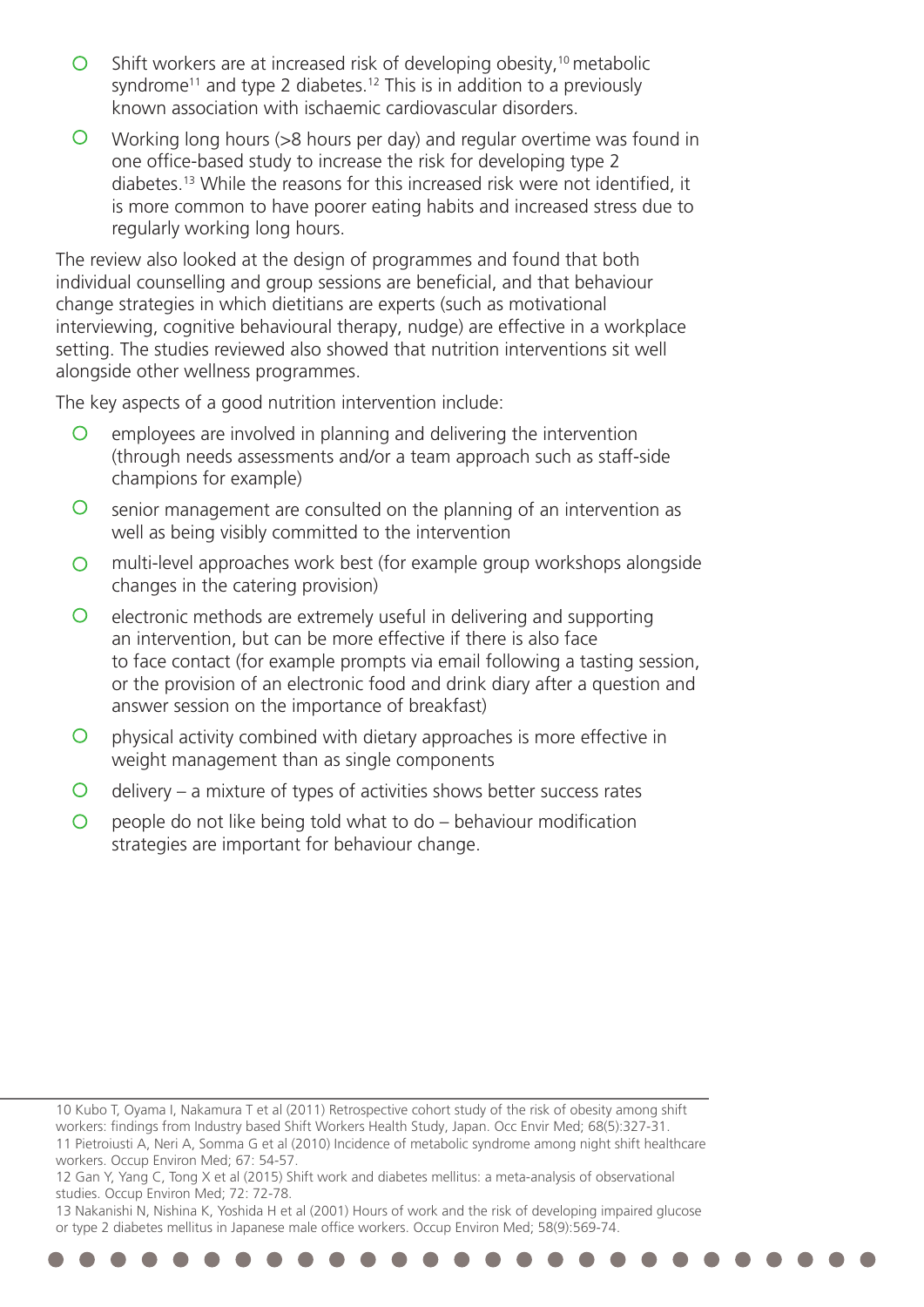- Shift workers are at increased risk of developing obesity,[10] metabolic syndrome[11] and type 2 diabetes.[12] This is in addition to a previously known association with ischaemic cardiovascular disorders.
- Working long hours (>8 hours per day) and regular overtime was found in one office-based study to increase the risk for developing type 2 diabetes.[13] While the reasons for this increased risk were not identified, it is more common to have poorer eating habits and increased stress due to regularly working long hours.

The review also looked at the design of programmes and found that both individual counselling and group sessions are beneficial, and that behaviour change strategies in which dietitians are experts (such as motivational interviewing, cognitive behavioural therapy, nudge) are effective in a workplace setting. The studies reviewed also showed that nutrition interventions sit well alongside other wellness programmes.

The key aspects of a good nutrition intervention include:

- employees are involved in planning and delivering the intervention (through needs assessments and/or a team approach such as staff-side champions for example)
- senior management are consulted on the planning of an intervention as well as being visibly committed to the intervention
- multi-level approaches work best (for example group workshops alongside changes in the catering provision)
- electronic methods are extremely useful in delivering and supporting an intervention, but can be more effective if there is also face to face contact (for example prompts via email following a tasting session, or the provision of an electronic food and drink diary after a question and answer session on the importance of breakfast)
- physical activity combined with dietary approaches is more effective in weight management than as single components
- delivery – a mixture of types of activities shows better success rates
- people do not like being told what to do – behaviour modification strategies are important for behaviour change.

---

10 Kubo T, Oyama I, Nakamura T et al (2011) Retrospective cohort study of the risk of obesity among shift workers: findings from Industry based Shift Workers Health Study, Japan. Occ Envir Med; 68(5):327-31.

11 Pietroiusti A, Neri A, Somma G et al (2010) Incidence of metabolic syndrome among night shift healthcare workers. Occup Environ Med; 67: 54-57.

12 Gan Y, Yang C, Tong X et al (2015) Shift work and diabetes mellitus: a meta-analysis of observational studies. Occup Environ Med; 72: 72-78.

13 Nakanishi N, Nishina K, Yoshida H et al (2001) Hours of work and the risk of developing impaired glucose or type 2 diabetes mellitus in Japanese male office workers. Occup Environ Med; 58(9):569-74.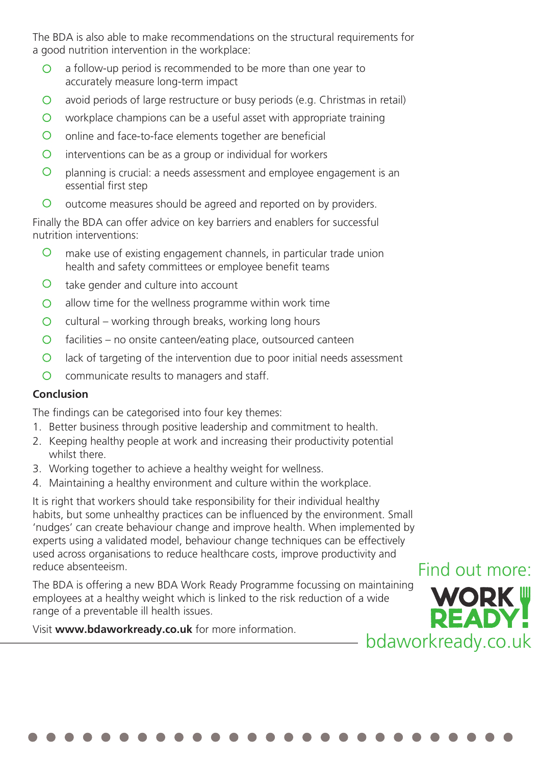The BDA is also able to make recommendations on the structural requirements for a good nutrition intervention in the workplace:

- a follow-up period is recommended to be more than one year to accurately measure long-term impact
- avoid periods of large restructure or busy periods (e.g. Christmas in retail)
- workplace champions can be a useful asset with appropriate training
- online and face-to-face elements together are beneficial
- interventions can be as a group or individual for workers
- planning is crucial: a needs assessment and employee engagement is an essential first step
- outcome measures should be agreed and reported on by providers.

Finally the BDA can offer advice on key barriers and enablers for successful nutrition interventions:

- make use of existing engagement channels, in particular trade union health and safety committees or employee benefit teams
- take gender and culture into account
- allow time for the wellness programme within work time
- cultural – working through breaks, working long hours
- facilities – no onsite canteen/eating place, outsourced canteen
- lack of targeting of the intervention due to poor initial needs assessment
- communicate results to managers and staff.

**Conclusion**

The findings can be categorised into four key themes:

1. Better business through positive leadership and commitment to health.
2. Keeping healthy people at work and increasing their productivity potential whilst there.
3. Working together to achieve a healthy weight for wellness.
4. Maintaining a healthy environment and culture within the workplace.

It is right that workers should take responsibility for their individual healthy habits, but some unhealthy practices can be influenced by the environment. Small 'nudges' can create behaviour change and improve health. When implemented by experts using a validated model, behaviour change techniques can be effectively used across organisations to reduce healthcare costs, improve productivity and reduce absenteeism.

The BDA is offering a new BDA Work Ready Programme focussing on maintaining employees at a healthy weight which is linked to the risk reduction of a wide range of a preventable ill health issues.

Visit **www.bdaworkready.co.uk** for more information.

Find out more:

WORK READY!

bdaworkready.co.uk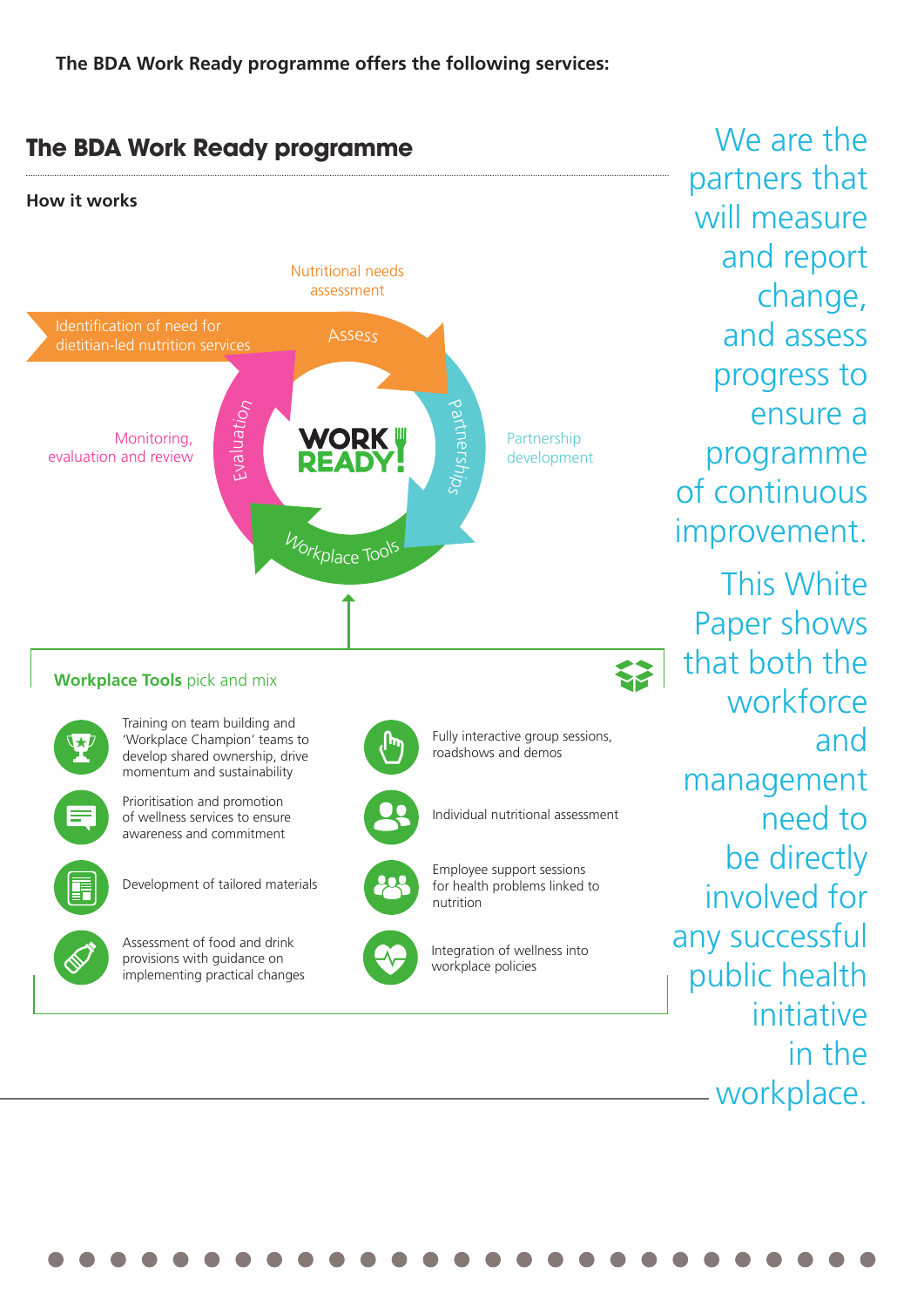**The BDA Work Ready programme offers the following services:**

## The BDA Work Ready programme

### How it works

Nutritional needs assessment

Identification of need for dietitian-led nutrition services

Assess

Partnerships

Partnership development

Workplace Tools

Evaluation

Monitoring, evaluation and review

WORK READY!

**Workplace Tools** pick and mix

- Training on team building and 'Workplace Champion' teams to develop shared ownership, drive momentum and sustainability
- Prioritisation and promotion of wellness services to ensure awareness and commitment
- Development of tailored materials
- Assessment of food and drink provisions with guidance on implementing practical changes
- Fully interactive group sessions, roadshows and demos
- Individual nutritional assessment
- Employee support sessions for health problems linked to nutrition
- Integration of wellness into workplace policies

We are the partners that will measure and report change, and assess progress to ensure a programme of continuous improvement.

This White Paper shows that both the workforce and management need to be directly involved for any successful public health initiative in the workplace.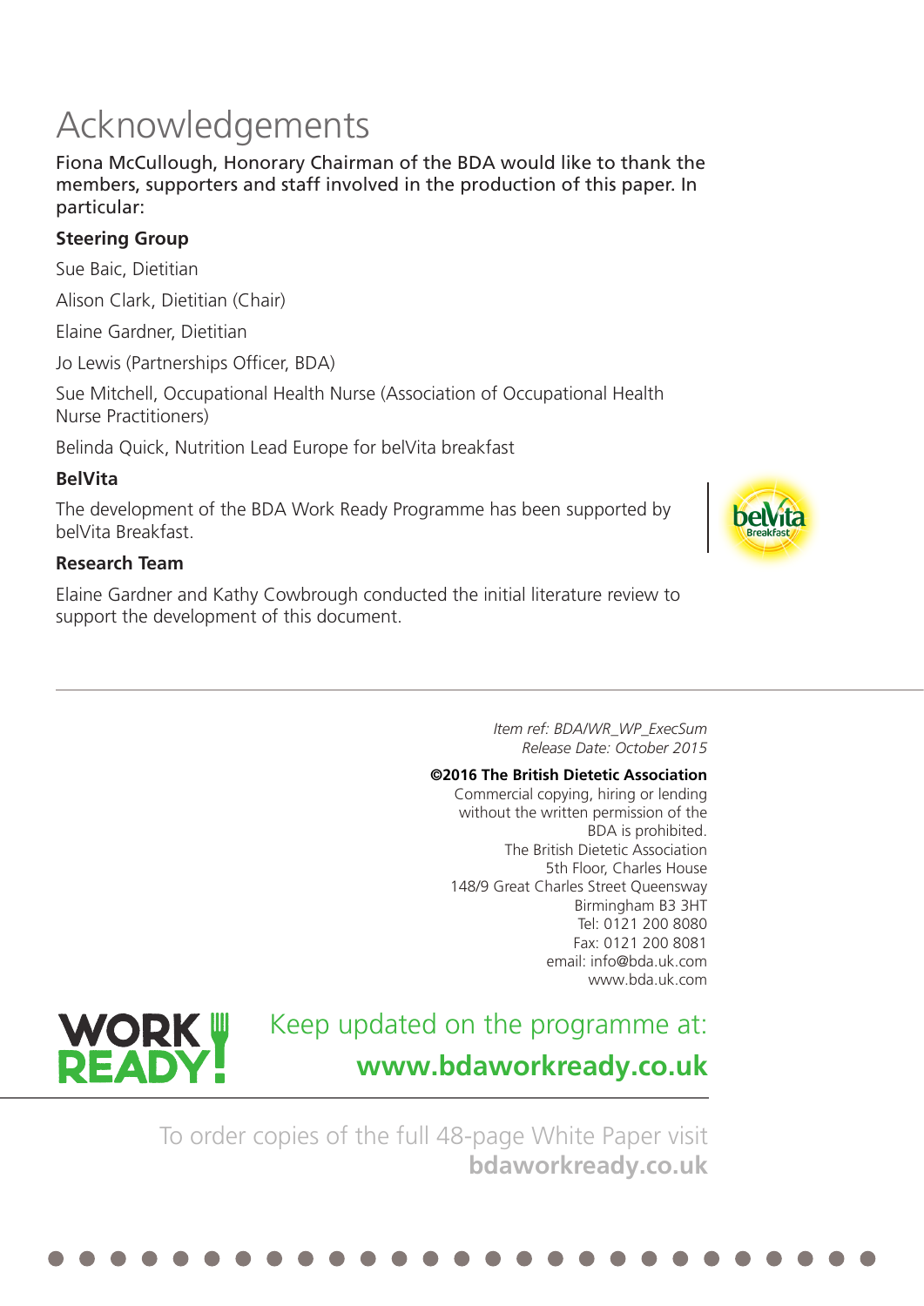# Acknowledgements

Fiona McCullough, Honorary Chairman of the BDA would like to thank the members, supporters and staff involved in the production of this paper. In particular:

### Steering Group

Sue Baic, Dietitian

Alison Clark, Dietitian (Chair)

Elaine Gardner, Dietitian

Jo Lewis (Partnerships Officer, BDA)

Sue Mitchell, Occupational Health Nurse (Association of Occupational Health Nurse Practitioners)

Belinda Quick, Nutrition Lead Europe for belVita breakfast

### BelVita

The development of the BDA Work Ready Programme has been supported by belVita Breakfast.

### Research Team

Elaine Gardner and Kathy Cowbrough conducted the initial literature review to support the development of this document.

---

*Item ref: BDA/WR_WP_ExecSum*
*Release Date: October 2015*

**©2016 The British Dietetic Association**
Commercial copying, hiring or lending without the written permission of the BDA is prohibited.
The British Dietetic Association
5th Floor, Charles House
148/9 Great Charles Street Queensway
Birmingham B3 3HT
Tel: 0121 200 8080
Fax: 0121 200 8081
email: info@bda.uk.com
www.bda.uk.com

WORK READY!

Keep updated on the programme at:
**www.bdaworkready.co.uk**

To order copies of the full 48-page White Paper visit **bdaworkready.co.uk**